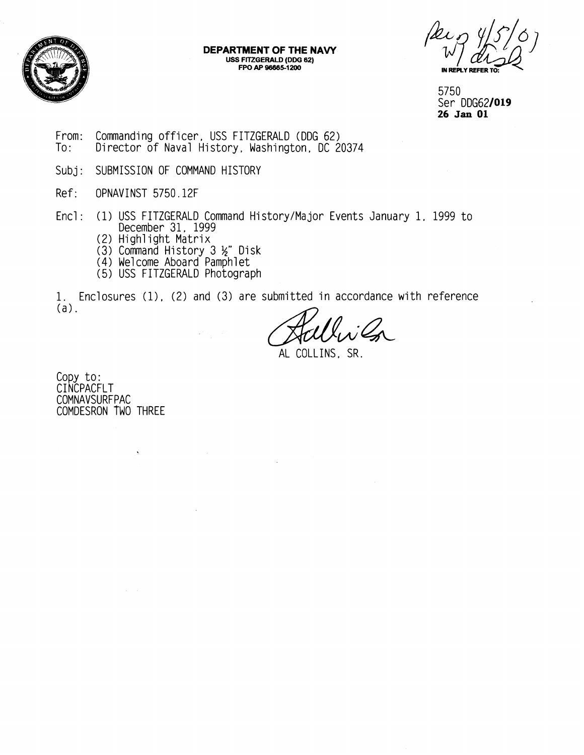**DEPARTMENT OF THE NAVY**
**USS FITZGERALD (DDG 62)**
**FPO AP 96665-1200**

IN REPLY REFER TO:

5750
Ser DDG62/**019**
**26 Jan 01**

From: Commanding officer, USS FITZGERALD (DDG 62)
To: Director of Naval History, Washington, DC 20374

Subj: SUBMISSION OF COMMAND HISTORY

Ref: OPNAVINST 5750.12F

Encl: (1) USS FITZGERALD Command History/Major Events January 1, 1999 to December 31, 1999
(2) Highlight Matrix
(3) Command History 3 ½" Disk
(4) Welcome Aboard Pamphlet
(5) USS FITZGERALD Photograph

1. Enclosures (1), (2) and (3) are submitted in accordance with reference (a).

AL COLLINS, SR.

Copy to:
CINCPACFLT
COMNAVSURFPAC
COMDESRON TWO THREE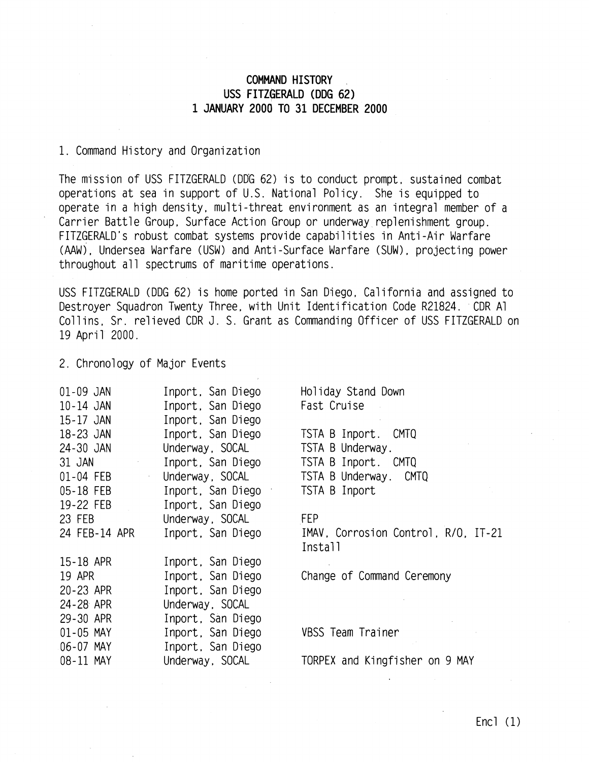# COMMAND HISTORY
# USS FITZGERALD (DDG 62)
# 1 JANUARY 2000 TO 31 DECEMBER 2000

## 1. Command History and Organization

The mission of USS FITZGERALD (DDG 62) is to conduct prompt, sustained combat operations at sea in support of U.S. National Policy. She is equipped to operate in a high density, multi-threat environment as an integral member of a Carrier Battle Group, Surface Action Group or underway replenishment group. FITZGERALD's robust combat systems provide capabilities in Anti-Air Warfare (AAW), Undersea Warfare (USW) and Anti-Surface Warfare (SUW), projecting power throughout all spectrums of maritime operations.

USS FITZGERALD (DDG 62) is home ported in San Diego, California and assigned to Destroyer Squadron Twenty Three, with Unit Identification Code R21824. CDR Al Collins, Sr. relieved CDR J. S. Grant as Commanding Officer of USS FITZGERALD on 19 April 2000.

## 2. Chronology of Major Events

| Date | Location | Event |
|---|---|---|
| 01-09 JAN | Inport, San Diego | Holiday Stand Down |
| 10-14 JAN | Inport, San Diego | Fast Cruise |
| 15-17 JAN | Inport, San Diego | |
| 18-23 JAN | Inport, San Diego | TSTA B Inport. CMTQ |
| 24-30 JAN | Underway, SOCAL | TSTA B Underway. |
| 31 JAN | Inport, San Diego | TSTA B Inport. CMTQ |
| 01-04 FEB | Underway, SOCAL | TSTA B Underway. CMTQ |
| 05-18 FEB | Inport, San Diego | TSTA B Inport |
| 19-22 FEB | Inport, San Diego | |
| 23 FEB | Underway, SOCAL | FEP |
| 24 FEB-14 APR | Inport, San Diego | IMAV, Corrosion Control, R/O, IT-21 Install |
| 15-18 APR | Inport, San Diego | |
| 19 APR | Inport, San Diego | Change of Command Ceremony |
| 20-23 APR | Inport, San Diego | |
| 24-28 APR | Underway, SOCAL | |
| 29-30 APR | Inport, San Diego | |
| 01-05 MAY | Inport, San Diego | VBSS Team Trainer |
| 06-07 MAY | Inport, San Diego | |
| 08-11 MAY | Underway, SOCAL | TORPEX and Kingfisher on 9 MAY |

Encl (1)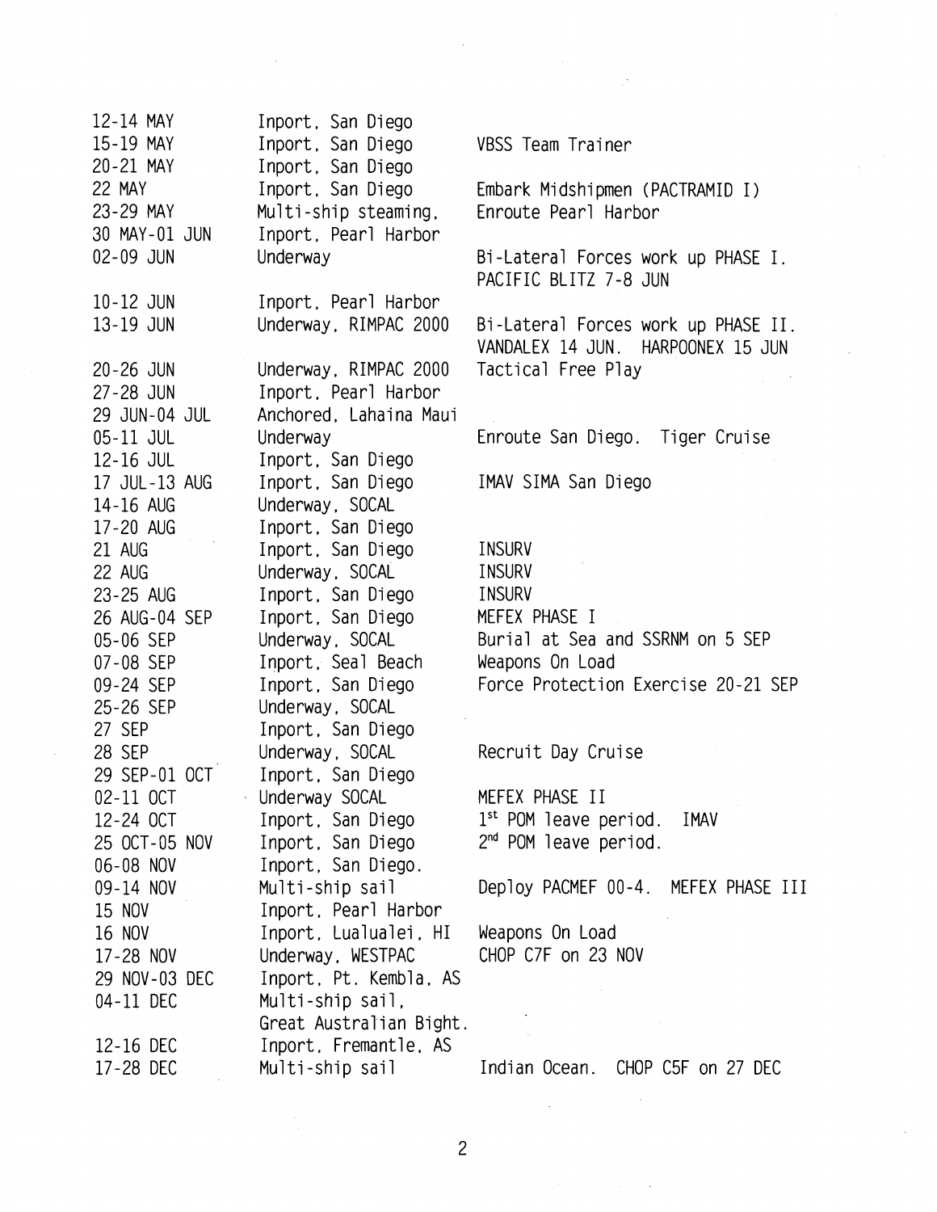| | | |
|---|---|---|
| 12-14 MAY | Inport, San Diego | |
| 15-19 MAY | Inport, San Diego | VBSS Team Trainer |
| 20-21 MAY | Inport, San Diego | |
| 22 MAY | Inport, San Diego | Embark Midshipmen (PACTRAMID I) |
| 23-29 MAY | Multi-ship steaming, | Enroute Pearl Harbor |
| 30 MAY-01 JUN | Inport, Pearl Harbor | |
| 02-09 JUN | Underway | Bi-Lateral Forces work up PHASE I. PACIFIC BLITZ 7-8 JUN |
| 10-12 JUN | Inport, Pearl Harbor | |
| 13-19 JUN | Underway, RIMPAC 2000 | Bi-Lateral Forces work up PHASE II. VANDALEX 14 JUN. HARPOONEX 15 JUN |
| 20-26 JUN | Underway, RIMPAC 2000 | Tactical Free Play |
| 27-28 JUN | Inport, Pearl Harbor | |
| 29 JUN-04 JUL | Anchored, Lahaina Maui | |
| 05-11 JUL | Underway | Enroute San Diego. Tiger Cruise |
| 12-16 JUL | Inport, San Diego | |
| 17 JUL-13 AUG | Inport, San Diego | IMAV SIMA San Diego |
| 14-16 AUG | Underway, SOCAL | |
| 17-20 AUG | Inport, San Diego | |
| 21 AUG | Inport, San Diego | INSURV |
| 22 AUG | Underway, SOCAL | INSURV |
| 23-25 AUG | Inport, San Diego | INSURV |
| 26 AUG-04 SEP | Inport, San Diego | MEFEX PHASE I |
| 05-06 SEP | Underway, SOCAL | Burial at Sea and SSRNM on 5 SEP |
| 07-08 SEP | Inport, Seal Beach | Weapons On Load |
| 09-24 SEP | Inport, San Diego | Force Protection Exercise 20-21 SEP |
| 25-26 SEP | Underway, SOCAL | |
| 27 SEP | Inport, San Diego | |
| 28 SEP | Underway, SOCAL | Recruit Day Cruise |
| 29 SEP-01 OCT | Inport, San Diego | |
| 02-11 OCT | Underway SOCAL | MEFEX PHASE II |
| 12-24 OCT | Inport, San Diego | 1st POM leave period. IMAV |
| 25 OCT-05 NOV | Inport, San Diego | 2nd POM leave period. |
| 06-08 NOV | Inport, San Diego. | |
| 09-14 NOV | Multi-ship sail | Deploy PACMEF 00-4. MEFEX PHASE III |
| 15 NOV | Inport, Pearl Harbor | |
| 16 NOV | Inport, Lualualei, HI | Weapons On Load |
| 17-28 NOV | Underway, WESTPAC | CHOP C7F on 23 NOV |
| 29 NOV-03 DEC | Inport, Pt. Kembla, AS | |
| 04-11 DEC | Multi-ship sail, Great Australian Bight. | |
| 12-16 DEC | Inport, Fremantle, AS | |
| 17-28 DEC | Multi-ship sail | Indian Ocean. CHOP C5F on 27 DEC |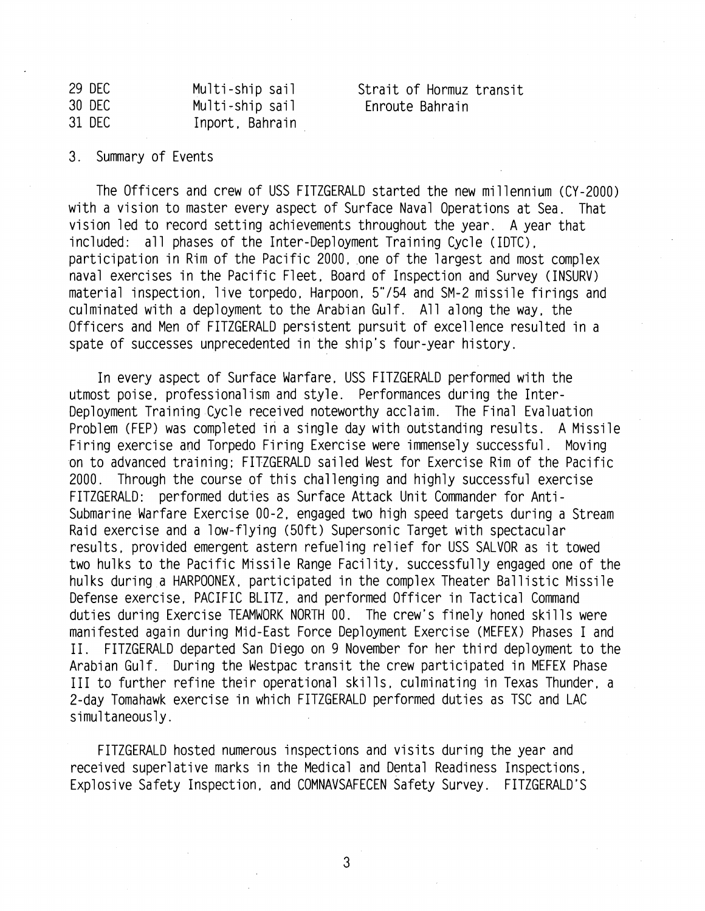| | | |
|---|---|---|
| 29 DEC | Multi-ship sail | Strait of Hormuz transit |
| 30 DEC | Multi-ship sail | Enroute Bahrain |
| 31 DEC | Inport, Bahrain | |

3. Summary of Events

The Officers and crew of USS FITZGERALD started the new millennium (CY-2000) with a vision to master every aspect of Surface Naval Operations at Sea. That vision led to record setting achievements throughout the year. A year that included: all phases of the Inter-Deployment Training Cycle (IDTC), participation in Rim of the Pacific 2000, one of the largest and most complex naval exercises in the Pacific Fleet, Board of Inspection and Survey (INSURV) material inspection, live torpedo, Harpoon, 5"/54 and SM-2 missile firings and culminated with a deployment to the Arabian Gulf. All along the way, the Officers and Men of FITZGERALD persistent pursuit of excellence resulted in a spate of successes unprecedented in the ship's four-year history.

In every aspect of Surface Warfare, USS FITZGERALD performed with the utmost poise, professionalism and style. Performances during the Inter-Deployment Training Cycle received noteworthy acclaim. The Final Evaluation Problem (FEP) was completed in a single day with outstanding results. A Missile Firing exercise and Torpedo Firing Exercise were immensely successful. Moving on to advanced training; FITZGERALD sailed West for Exercise Rim of the Pacific 2000. Through the course of this challenging and highly successful exercise FITZGERALD: performed duties as Surface Attack Unit Commander for Anti-Submarine Warfare Exercise 00-2, engaged two high speed targets during a Stream Raid exercise and a low-flying (50ft) Supersonic Target with spectacular results, provided emergent astern refueling relief for USS SALVOR as it towed two hulks to the Pacific Missile Range Facility, successfully engaged one of the hulks during a HARPOONEX, participated in the complex Theater Ballistic Missile Defense exercise, PACIFIC BLITZ, and performed Officer in Tactical Command duties during Exercise TEAMWORK NORTH 00. The crew's finely honed skills were manifested again during Mid-East Force Deployment Exercise (MEFEX) Phases I and II. FITZGERALD departed San Diego on 9 November for her third deployment to the Arabian Gulf. During the Westpac transit the crew participated in MEFEX Phase III to further refine their operational skills, culminating in Texas Thunder, a 2-day Tomahawk exercise in which FITZGERALD performed duties as TSC and LAC simultaneously.

FITZGERALD hosted numerous inspections and visits during the year and received superlative marks in the Medical and Dental Readiness Inspections, Explosive Safety Inspection, and COMNAVSAFECEN Safety Survey. FITZGERALD'S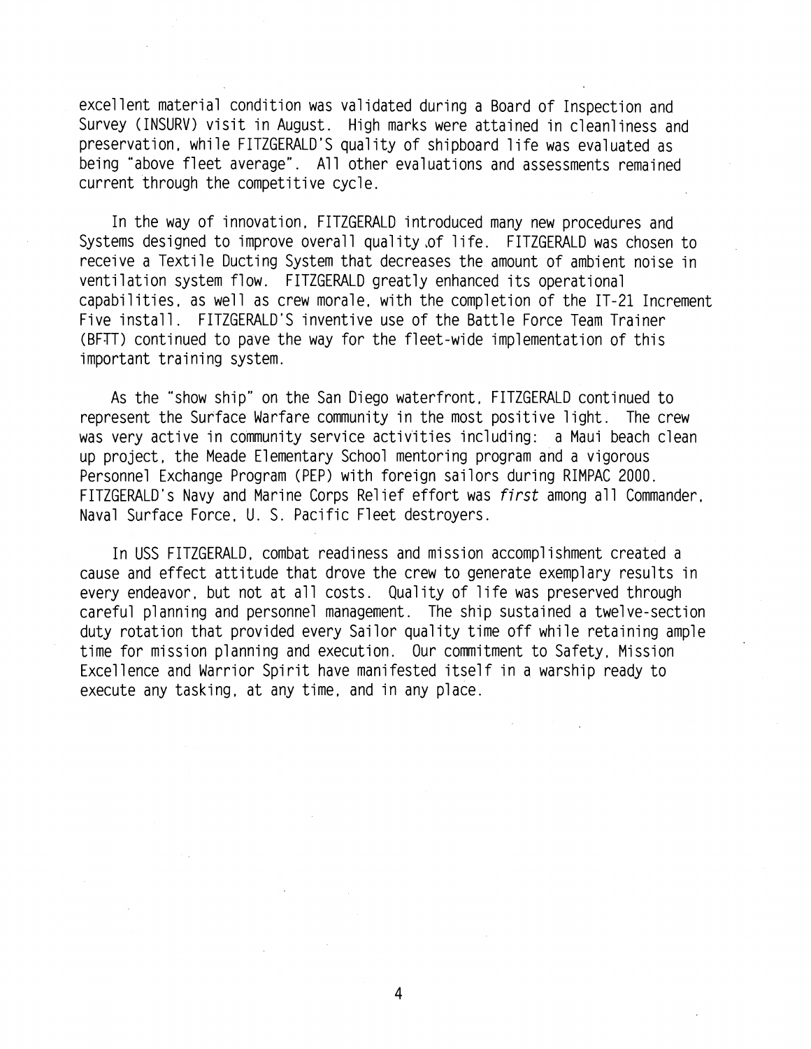excellent material condition was validated during a Board of Inspection and Survey (INSURV) visit in August. High marks were attained in cleanliness and preservation, while FITZGERALD'S quality of shipboard life was evaluated as being "above fleet average". All other evaluations and assessments remained current through the competitive cycle.

In the way of innovation, FITZGERALD introduced many new procedures and Systems designed to improve overall quality of life. FITZGERALD was chosen to receive a Textile Ducting System that decreases the amount of ambient noise in ventilation system flow. FITZGERALD greatly enhanced its operational capabilities, as well as crew morale, with the completion of the IT-21 Increment Five install. FITZGERALD'S inventive use of the Battle Force Team Trainer (BFTT) continued to pave the way for the fleet-wide implementation of this important training system.

As the "show ship" on the San Diego waterfront, FITZGERALD continued to represent the Surface Warfare community in the most positive light. The crew was very active in community service activities including: a Maui beach clean up project, the Meade Elementary School mentoring program and a vigorous Personnel Exchange Program (PEP) with foreign sailors during RIMPAC 2000. FITZGERALD's Navy and Marine Corps Relief effort was *first* among all Commander, Naval Surface Force, U. S. Pacific Fleet destroyers.

In USS FITZGERALD, combat readiness and mission accomplishment created a cause and effect attitude that drove the crew to generate exemplary results in every endeavor, but not at all costs. Quality of life was preserved through careful planning and personnel management. The ship sustained a twelve-section duty rotation that provided every Sailor quality time off while retaining ample time for mission planning and execution. Our commitment to Safety, Mission Excellence and Warrior Spirit have manifested itself in a warship ready to execute any tasking, at any time, and in any place.